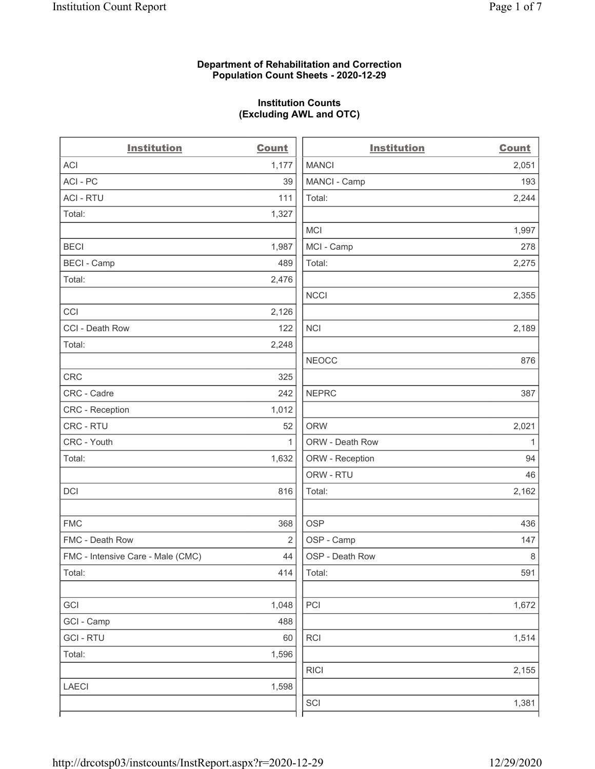**Department of Rehabilitation and Correction**
**Population Count Sheets - 2020-12-29**

**Institution Counts**
**(Excluding AWL and OTC)**

| Institution | Count |
|---|---|
| ACI | 1,177 |
| ACI - PC | 39 |
| ACI - RTU | 111 |
| Total: | 1,327 |
| | |
| BECI | 1,987 |
| BECI - Camp | 489 |
| Total: | 2,476 |
| | |
| CCI | 2,126 |
| CCI - Death Row | 122 |
| Total: | 2,248 |
| | |
| CRC | 325 |
| CRC - Cadre | 242 |
| CRC - Reception | 1,012 |
| CRC - RTU | 52 |
| CRC - Youth | 1 |
| Total: | 1,632 |
| | |
| DCI | 816 |
| | |
| FMC | 368 |
| FMC - Death Row | 2 |
| FMC - Intensive Care - Male (CMC) | 44 |
| Total: | 414 |
| | |
| GCI | 1,048 |
| GCI - Camp | 488 |
| GCI - RTU | 60 |
| Total: | 1,596 |
| | |
| LAECI | 1,598 |
| | |

| Institution | Count |
|---|---|
| MANCI | 2,051 |
| MANCI - Camp | 193 |
| Total: | 2,244 |
| | |
| MCI | 1,997 |
| MCI - Camp | 278 |
| Total: | 2,275 |
| | |
| NCCI | 2,355 |
| | |
| NCI | 2,189 |
| | |
| NEOCC | 876 |
| | |
| NEPRC | 387 |
| | |
| ORW | 2,021 |
| ORW - Death Row | 1 |
| ORW - Reception | 94 |
| ORW - RTU | 46 |
| Total: | 2,162 |
| | |
| OSP | 436 |
| OSP - Camp | 147 |
| OSP - Death Row | 8 |
| Total: | 591 |
| | |
| PCI | 1,672 |
| | |
| RCI | 1,514 |
| | |
| RICI | 2,155 |
| | |
| SCI | 1,381 |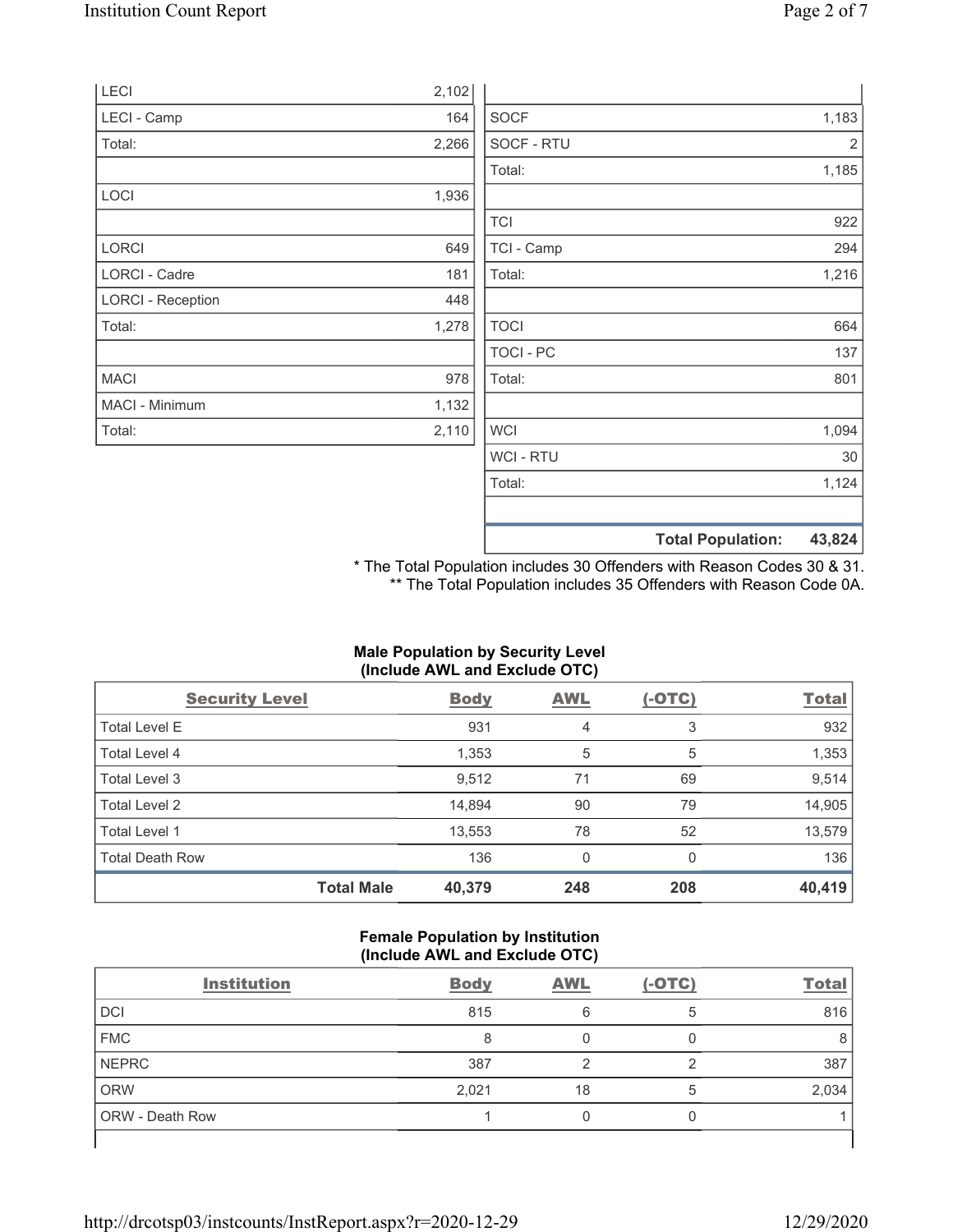| | |
|---|---|
| LECI | 2,102 |
| LECI - Camp | 164 |
| Total: | 2,266 |
| | |
| LOCI | 1,936 |
| | |
| LORCI | 649 |
| LORCI - Cadre | 181 |
| LORCI - Reception | 448 |
| Total: | 1,278 |
| | |
| MACI | 978 |
| MACI - Minimum | 1,132 |
| Total: | 2,110 |

| | |
|---|---|
| | |
| SOCF | 1,183 |
| SOCF - RTU | 2 |
| Total: | 1,185 |
| | |
| TCI | 922 |
| TCI - Camp | 294 |
| Total: | 1,216 |
| | |
| TOCI | 664 |
| TOCI - PC | 137 |
| Total: | 801 |
| | |
| WCI | 1,094 |
| WCI - RTU | 30 |
| Total: | 1,124 |
| | |
| **Total Population:** | **43,824** |

\* The Total Population includes 30 Offenders with Reason Codes 30 & 31.
\*\* The Total Population includes 35 Offenders with Reason Code 0A.

**Male Population by Security Level (Include AWL and Exclude OTC)**

| Security Level | Body | AWL | (-OTC) | Total |
|---|---|---|---|---|
| Total Level E | 931 | 4 | 3 | 932 |
| Total Level 4 | 1,353 | 5 | 5 | 1,353 |
| Total Level 3 | 9,512 | 71 | 69 | 9,514 |
| Total Level 2 | 14,894 | 90 | 79 | 14,905 |
| Total Level 1 | 13,553 | 78 | 52 | 13,579 |
| Total Death Row | 136 | 0 | 0 | 136 |
| **Total Male** | **40,379** | **248** | **208** | **40,419** |

**Female Population by Institution (Include AWL and Exclude OTC)**

| Institution | Body | AWL | (-OTC) | Total |
|---|---|---|---|---|
| DCI | 815 | 6 | 5 | 816 |
| FMC | 8 | 0 | 0 | 8 |
| NEPRC | 387 | 2 | 2 | 387 |
| ORW | 2,021 | 18 | 5 | 2,034 |
| ORW - Death Row | 1 | 0 | 0 | 1 |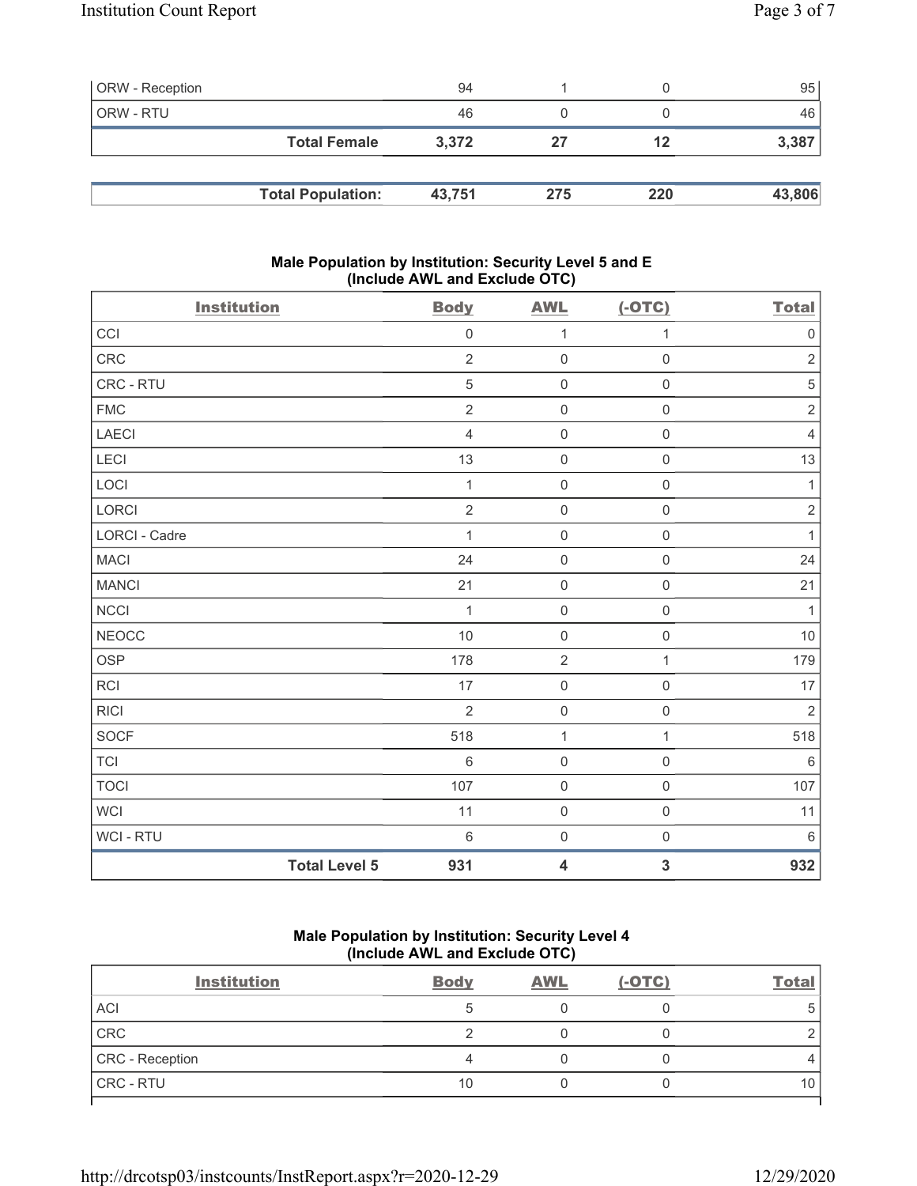| | | | | |
|---|---|---|---|---|
| ORW - Reception | 94 | 1 | 0 | 95 |
| ORW - RTU | 46 | 0 | 0 | 46 |
| **Total Female** | **3,372** | **27** | **12** | **3,387** |

| | | | | |
|---|---|---|---|---|
| **Total Population:** | **43,751** | **275** | **220** | **43,806** |

### Male Population by Institution: Security Level 5 and E (Include AWL and Exclude OTC)

| Institution | Body | AWL | (-OTC) | Total |
|---|---|---|---|---|
| CCI | 0 | 1 | 1 | 0 |
| CRC | 2 | 0 | 0 | 2 |
| CRC - RTU | 5 | 0 | 0 | 5 |
| FMC | 2 | 0 | 0 | 2 |
| LAECI | 4 | 0 | 0 | 4 |
| LECI | 13 | 0 | 0 | 13 |
| LOCI | 1 | 0 | 0 | 1 |
| LORCI | 2 | 0 | 0 | 2 |
| LORCI - Cadre | 1 | 0 | 0 | 1 |
| MACI | 24 | 0 | 0 | 24 |
| MANCI | 21 | 0 | 0 | 21 |
| NCCI | 1 | 0 | 0 | 1 |
| NEOCC | 10 | 0 | 0 | 10 |
| OSP | 178 | 2 | 1 | 179 |
| RCI | 17 | 0 | 0 | 17 |
| RICI | 2 | 0 | 0 | 2 |
| SOCF | 518 | 1 | 1 | 518 |
| TCI | 6 | 0 | 0 | 6 |
| TOCI | 107 | 0 | 0 | 107 |
| WCI | 11 | 0 | 0 | 11 |
| WCI - RTU | 6 | 0 | 0 | 6 |
| **Total Level 5** | **931** | **4** | **3** | **932** |

### Male Population by Institution: Security Level 4 (Include AWL and Exclude OTC)

| Institution | Body | AWL | (-OTC) | Total |
|---|---|---|---|---|
| ACI | 5 | 0 | 0 | 5 |
| CRC | 2 | 0 | 0 | 2 |
| CRC - Reception | 4 | 0 | 0 | 4 |
| CRC - RTU | 10 | 0 | 0 | 10 |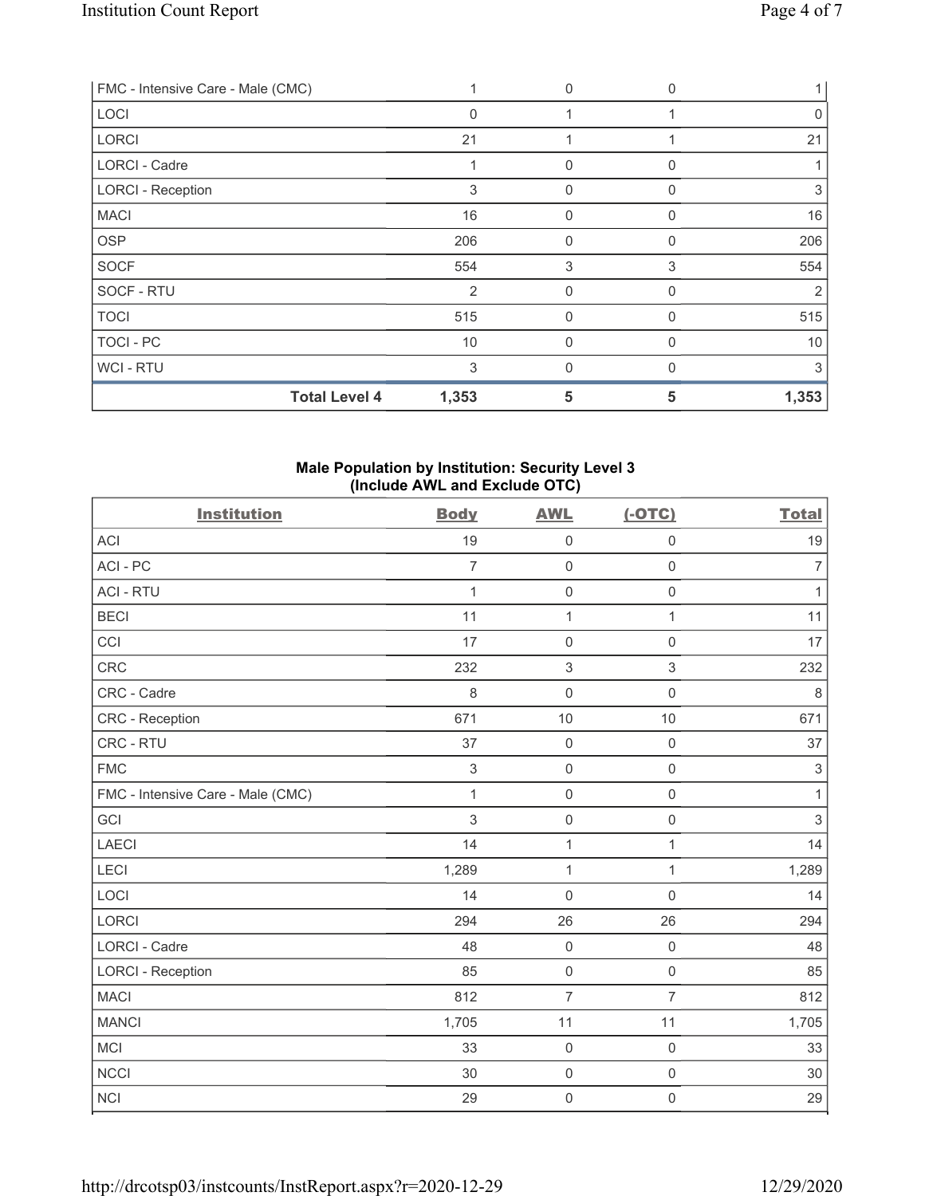| FMC - Intensive Care - Male (CMC) | 1 | 0 | 0 | 1 |
|---|---|---|---|---|
| LOCI | 0 | 1 | 1 | 0 |
| LORCI | 21 | 1 | 1 | 21 |
| LORCI - Cadre | 1 | 0 | 0 | 1 |
| LORCI - Reception | 3 | 0 | 0 | 3 |
| MACI | 16 | 0 | 0 | 16 |
| OSP | 206 | 0 | 0 | 206 |
| SOCF | 554 | 3 | 3 | 554 |
| SOCF - RTU | 2 | 0 | 0 | 2 |
| TOCI | 515 | 0 | 0 | 515 |
| TOCI - PC | 10 | 0 | 0 | 10 |
| WCI - RTU | 3 | 0 | 0 | 3 |
| **Total Level 4** | **1,353** | **5** | **5** | **1,353** |

**Male Population by Institution: Security Level 3 (Include AWL and Exclude OTC)**

| Institution | Body | AWL | (-OTC) | Total |
|---|---|---|---|---|
| ACI | 19 | 0 | 0 | 19 |
| ACI - PC | 7 | 0 | 0 | 7 |
| ACI - RTU | 1 | 0 | 0 | 1 |
| BECI | 11 | 1 | 1 | 11 |
| CCI | 17 | 0 | 0 | 17 |
| CRC | 232 | 3 | 3 | 232 |
| CRC - Cadre | 8 | 0 | 0 | 8 |
| CRC - Reception | 671 | 10 | 10 | 671 |
| CRC - RTU | 37 | 0 | 0 | 37 |
| FMC | 3 | 0 | 0 | 3 |
| FMC - Intensive Care - Male (CMC) | 1 | 0 | 0 | 1 |
| GCI | 3 | 0 | 0 | 3 |
| LAECI | 14 | 1 | 1 | 14 |
| LECI | 1,289 | 1 | 1 | 1,289 |
| LOCI | 14 | 0 | 0 | 14 |
| LORCI | 294 | 26 | 26 | 294 |
| LORCI - Cadre | 48 | 0 | 0 | 48 |
| LORCI - Reception | 85 | 0 | 0 | 85 |
| MACI | 812 | 7 | 7 | 812 |
| MANCI | 1,705 | 11 | 11 | 1,705 |
| MCI | 33 | 0 | 0 | 33 |
| NCCI | 30 | 0 | 0 | 30 |
| NCI | 29 | 0 | 0 | 29 |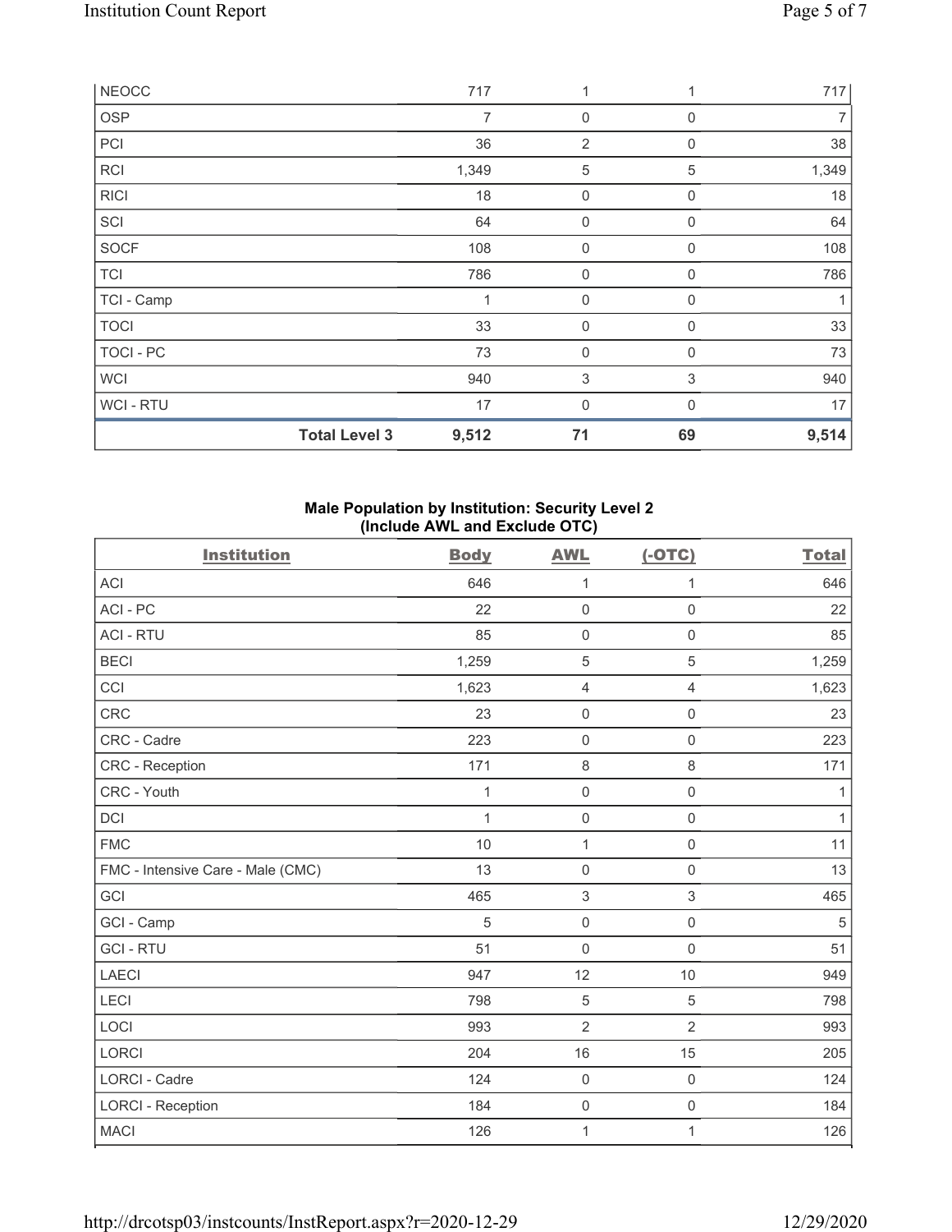| NEOCC | 717 | 1 | 1 | 717 |
|---|---|---|---|---|
| OSP | 7 | 0 | 0 | 7 |
| PCI | 36 | 2 | 0 | 38 |
| RCI | 1,349 | 5 | 5 | 1,349 |
| RICI | 18 | 0 | 0 | 18 |
| SCI | 64 | 0 | 0 | 64 |
| SOCF | 108 | 0 | 0 | 108 |
| TCI | 786 | 0 | 0 | 786 |
| TCI - Camp | 1 | 0 | 0 | 1 |
| TOCI | 33 | 0 | 0 | 33 |
| TOCI - PC | 73 | 0 | 0 | 73 |
| WCI | 940 | 3 | 3 | 940 |
| WCI - RTU | 17 | 0 | 0 | 17 |
| **Total Level 3** | **9,512** | **71** | **69** | **9,514** |

### Male Population by Institution: Security Level 2 (Include AWL and Exclude OTC)

| Institution | Body | AWL | (-OTC) | Total |
|---|---|---|---|---|
| ACI | 646 | 1 | 1 | 646 |
| ACI - PC | 22 | 0 | 0 | 22 |
| ACI - RTU | 85 | 0 | 0 | 85 |
| BECI | 1,259 | 5 | 5 | 1,259 |
| CCI | 1,623 | 4 | 4 | 1,623 |
| CRC | 23 | 0 | 0 | 23 |
| CRC - Cadre | 223 | 0 | 0 | 223 |
| CRC - Reception | 171 | 8 | 8 | 171 |
| CRC - Youth | 1 | 0 | 0 | 1 |
| DCI | 1 | 0 | 0 | 1 |
| FMC | 10 | 1 | 0 | 11 |
| FMC - Intensive Care - Male (CMC) | 13 | 0 | 0 | 13 |
| GCI | 465 | 3 | 3 | 465 |
| GCI - Camp | 5 | 0 | 0 | 5 |
| GCI - RTU | 51 | 0 | 0 | 51 |
| LAECI | 947 | 12 | 10 | 949 |
| LECI | 798 | 5 | 5 | 798 |
| LOCI | 993 | 2 | 2 | 993 |
| LORCI | 204 | 16 | 15 | 205 |
| LORCI - Cadre | 124 | 0 | 0 | 124 |
| LORCI - Reception | 184 | 0 | 0 | 184 |
| MACI | 126 | 1 | 1 | 126 |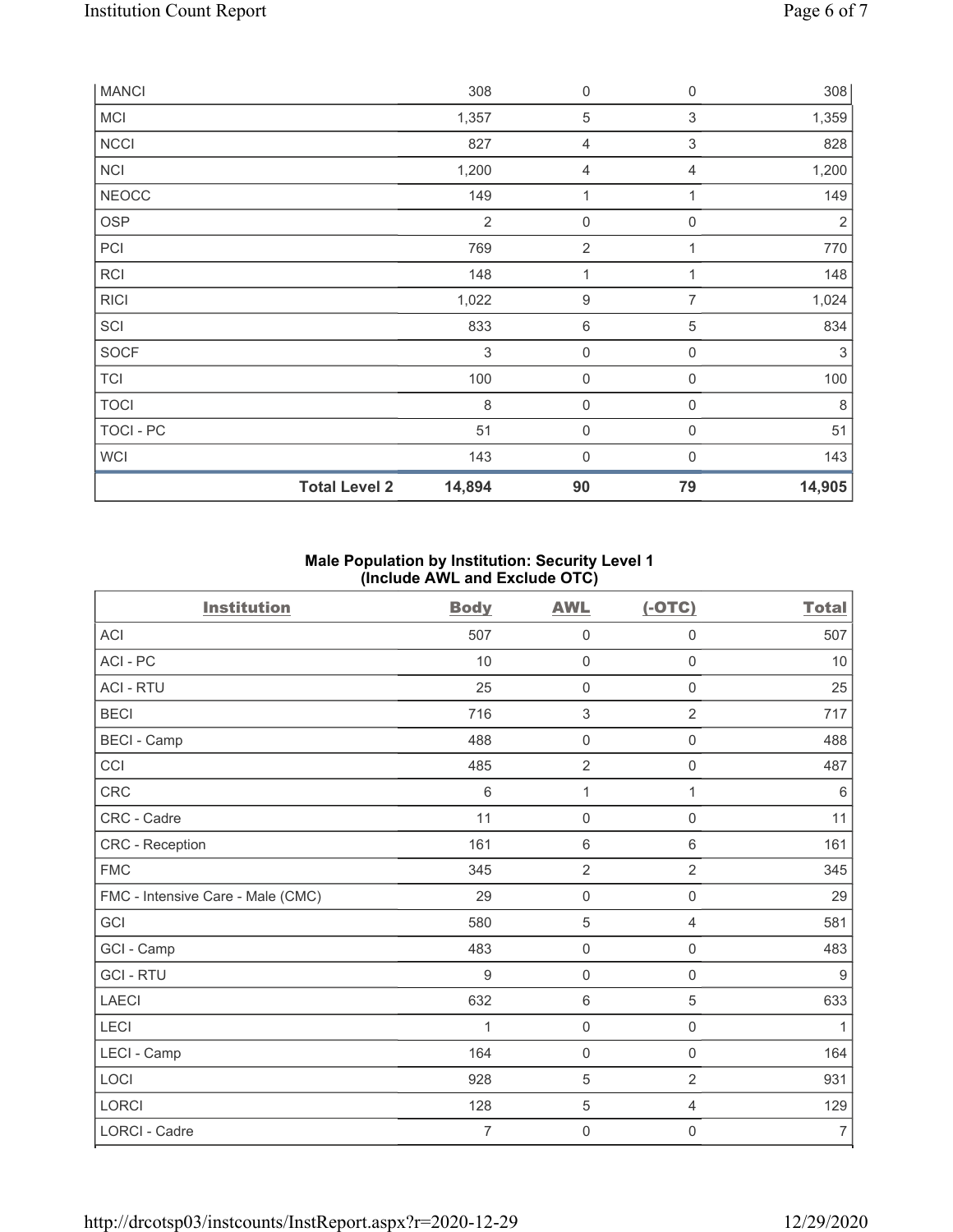| MANCI | | 308 | 0 | 0 | 308 |
|---|---|---|---|---|---|
| MCI | | 1,357 | 5 | 3 | 1,359 |
| NCCI | | 827 | 4 | 3 | 828 |
| NCI | | 1,200 | 4 | 4 | 1,200 |
| NEOCC | | 149 | 1 | 1 | 149 |
| OSP | | 2 | 0 | 0 | 2 |
| PCI | | 769 | 2 | 1 | 770 |
| RCI | | 148 | 1 | 1 | 148 |
| RICI | | 1,022 | 9 | 7 | 1,024 |
| SCI | | 833 | 6 | 5 | 834 |
| SOCF | | 3 | 0 | 0 | 3 |
| TCI | | 100 | 0 | 0 | 100 |
| TOCI | | 8 | 0 | 0 | 8 |
| TOCI - PC | | 51 | 0 | 0 | 51 |
| WCI | | 143 | 0 | 0 | 143 |
| | **Total Level 2** | **14,894** | **90** | **79** | **14,905** |

**Male Population by Institution: Security Level 1 (Include AWL and Exclude OTC)**

| Institution | Body | AWL | (-OTC) | Total |
|---|---|---|---|---|
| ACI | 507 | 0 | 0 | 507 |
| ACI - PC | 10 | 0 | 0 | 10 |
| ACI - RTU | 25 | 0 | 0 | 25 |
| BECI | 716 | 3 | 2 | 717 |
| BECI - Camp | 488 | 0 | 0 | 488 |
| CCI | 485 | 2 | 0 | 487 |
| CRC | 6 | 1 | 1 | 6 |
| CRC - Cadre | 11 | 0 | 0 | 11 |
| CRC - Reception | 161 | 6 | 6 | 161 |
| FMC | 345 | 2 | 2 | 345 |
| FMC - Intensive Care - Male (CMC) | 29 | 0 | 0 | 29 |
| GCI | 580 | 5 | 4 | 581 |
| GCI - Camp | 483 | 0 | 0 | 483 |
| GCI - RTU | 9 | 0 | 0 | 9 |
| LAECI | 632 | 6 | 5 | 633 |
| LECI | 1 | 0 | 0 | 1 |
| LECI - Camp | 164 | 0 | 0 | 164 |
| LOCI | 928 | 5 | 2 | 931 |
| LORCI | 128 | 5 | 4 | 129 |
| LORCI - Cadre | 7 | 0 | 0 | 7 |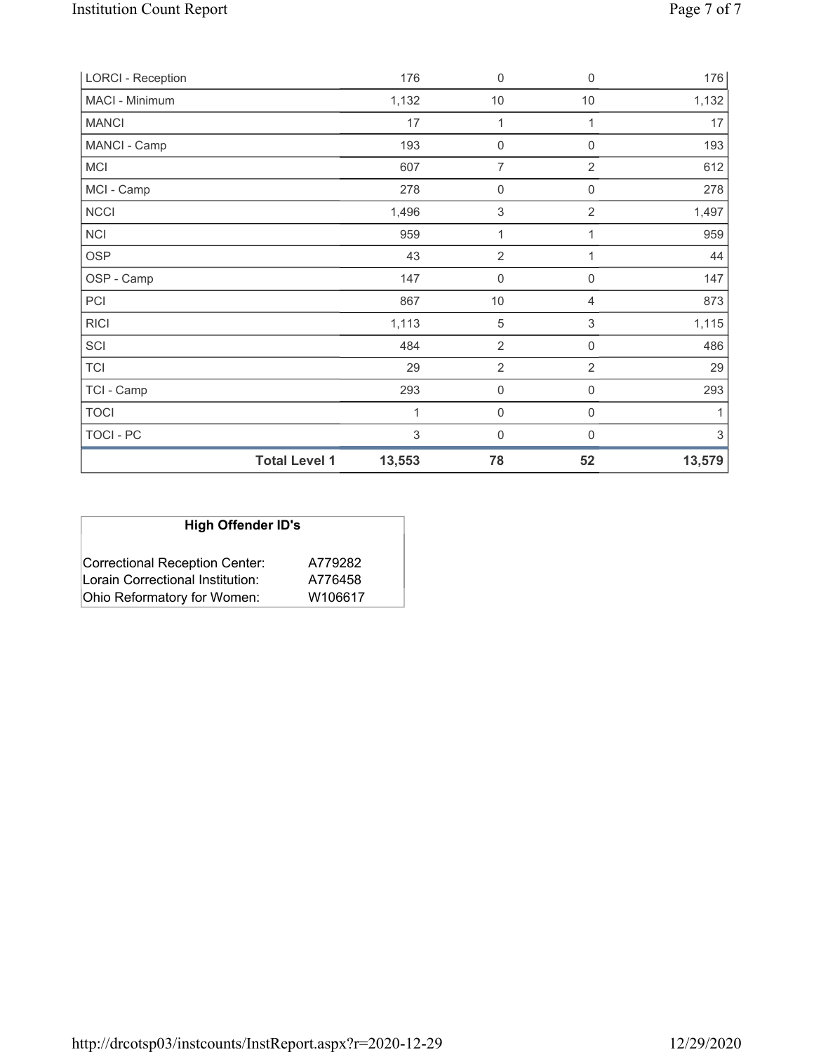| | | | | |
|---|---|---|---|---|
| LORCI - Reception | 176 | 0 | 0 | 176 |
| MACI - Minimum | 1,132 | 10 | 10 | 1,132 |
| MANCI | 17 | 1 | 1 | 17 |
| MANCI - Camp | 193 | 0 | 0 | 193 |
| MCI | 607 | 7 | 2 | 612 |
| MCI - Camp | 278 | 0 | 0 | 278 |
| NCCI | 1,496 | 3 | 2 | 1,497 |
| NCI | 959 | 1 | 1 | 959 |
| OSP | 43 | 2 | 1 | 44 |
| OSP - Camp | 147 | 0 | 0 | 147 |
| PCI | 867 | 10 | 4 | 873 |
| RICI | 1,113 | 5 | 3 | 1,115 |
| SCI | 484 | 2 | 0 | 486 |
| TCI | 29 | 2 | 2 | 29 |
| TCI - Camp | 293 | 0 | 0 | 293 |
| TOCI | 1 | 0 | 0 | 1 |
| TOCI - PC | 3 | 0 | 0 | 3 |
| **Total Level 1** | **13,553** | **78** | **52** | **13,579** |

| High Offender ID's | |
|---|---|
| Correctional Reception Center: | A779282 |
| Lorain Correctional Institution: | A776458 |
| Ohio Reformatory for Women: | W106617 |